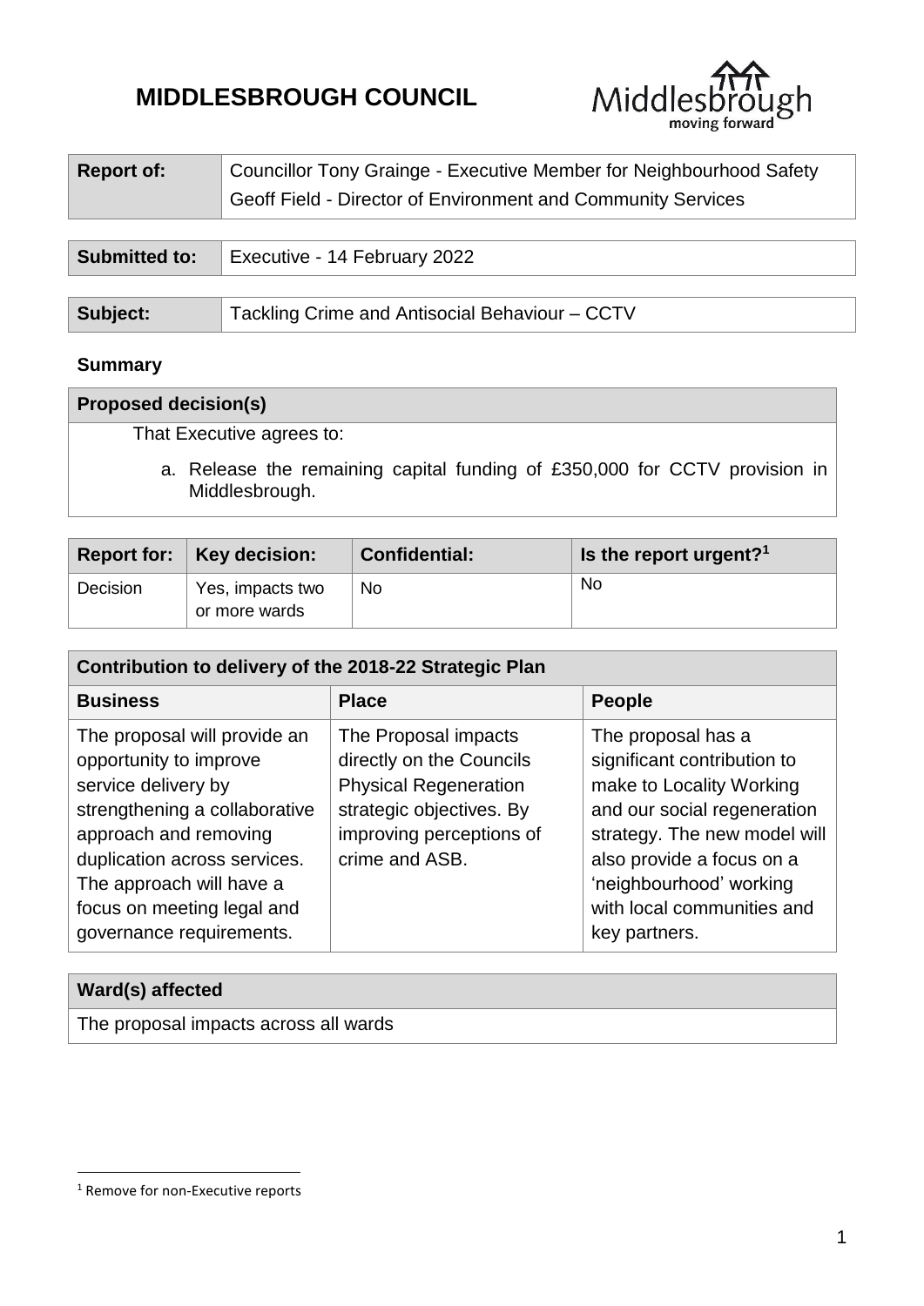# MIDDLESBROUGH COUNCIL

| Report of: | Councillor Tony Grainge - Executive Member for Neighbourhood Safety<br>Geoff Field - Director of Environment and Community Services |
|---|---|

| Submitted to: | Executive - 14 February 2022 |
|---|---|

| Subject: | Tackling Crime and Antisocial Behaviour – CCTV |
|---|---|

**Summary**

| Proposed decision(s) |
|---|
| That Executive agrees to:<br><br>a. Release the remaining capital funding of £350,000 for CCTV provision in Middlesbrough. |

| Report for: | Key decision: | Confidential: | Is the report urgent?[1] |
|---|---|---|---|
| Decision | Yes, impacts two or more wards | No | No |

| Contribution to delivery of the 2018-22 Strategic Plan | | |
|---|---|---|
| **Business** | **Place** | **People** |
| The proposal will provide an opportunity to improve service delivery by strengthening a collaborative approach and removing duplication across services. The approach will have a focus on meeting legal and governance requirements. | The Proposal impacts directly on the Councils Physical Regeneration strategic objectives. By improving perceptions of crime and ASB. | The proposal has a significant contribution to make to Locality Working and our social regeneration strategy. The new model will also provide a focus on a 'neighbourhood' working with local communities and key partners. |

| Ward(s) affected |
|---|
| The proposal impacts across all wards |

[1] Remove for non-Executive reports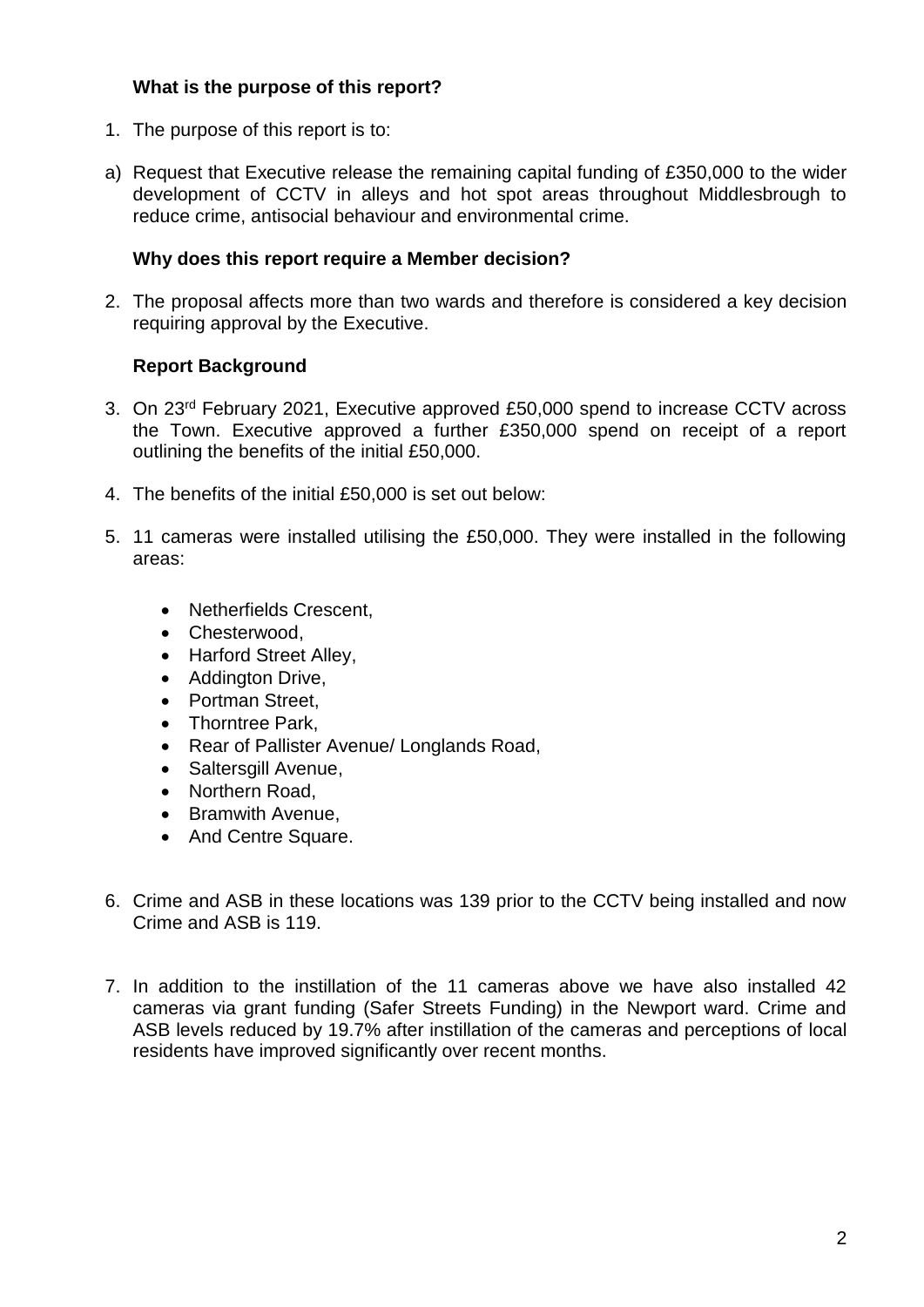**What is the purpose of this report?**

1. The purpose of this report is to:

a) Request that Executive release the remaining capital funding of £350,000 to the wider development of CCTV in alleys and hot spot areas throughout Middlesbrough to reduce crime, antisocial behaviour and environmental crime.

**Why does this report require a Member decision?**

2. The proposal affects more than two wards and therefore is considered a key decision requiring approval by the Executive.

**Report Background**

3. On 23rd February 2021, Executive approved £50,000 spend to increase CCTV across the Town. Executive approved a further £350,000 spend on receipt of a report outlining the benefits of the initial £50,000.

4. The benefits of the initial £50,000 is set out below:

5. 11 cameras were installed utilising the £50,000. They were installed in the following areas:

   - Netherfields Crescent,
   - Chesterwood,
   - Harford Street Alley,
   - Addington Drive,
   - Portman Street,
   - Thorntree Park,
   - Rear of Pallister Avenue/ Longlands Road,
   - Saltersgill Avenue,
   - Northern Road,
   - Bramwith Avenue,
   - And Centre Square.

6. Crime and ASB in these locations was 139 prior to the CCTV being installed and now Crime and ASB is 119.

7. In addition to the instillation of the 11 cameras above we have also installed 42 cameras via grant funding (Safer Streets Funding) in the Newport ward. Crime and ASB levels reduced by 19.7% after instillation of the cameras and perceptions of local residents have improved significantly over recent months.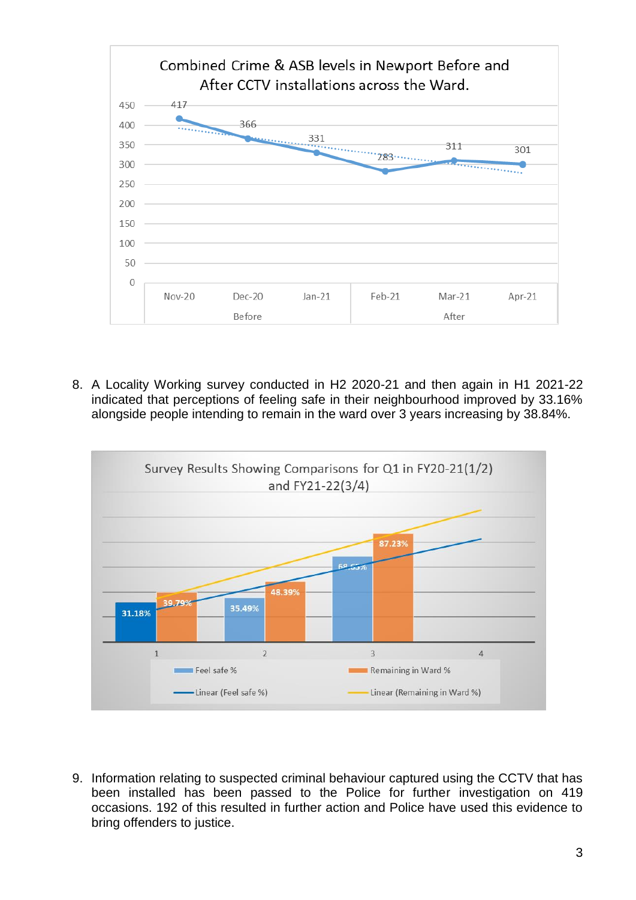**Combined Crime & ASB levels in Newport Before and After CCTV installations across the Ward.**

| | Nov-20 | Dec-20 | Jan-21 | Feb-21 | Mar-21 | Apr-21 |
|---|---|---|---|---|---|---|
| Period | Before | Before | Before | After | After | After |
| Combined Crime & ASB | 417 | 366 | 331 | 283 | 311 | 301 |

8. A Locality Working survey conducted in H2 2020-21 and then again in H1 2021-22 indicated that perceptions of feeling safe in their neighbourhood improved by 33.16% alongside people intending to remain in the ward over 3 years increasing by 38.84%.

**Survey Results Showing Comparisons for Q1 in FY20-21(1/2) and FY21-22(3/4)**

| | Feel safe % | Remaining in Ward % |
|---|---|---|
| 1 | 31.18% | 39.79% |
| 2 | 35.49% | 48.39% |
| 3 | 68.65% | 87.23% |
| 4 | | |

Legend: Feel safe %; Remaining in Ward %; Linear (Feel safe %); Linear (Remaining in Ward %)

9. Information relating to suspected criminal behaviour captured using the CCTV that has been installed has been passed to the Police for further investigation on 419 occasions. 192 of this resulted in further action and Police have used this evidence to bring offenders to justice.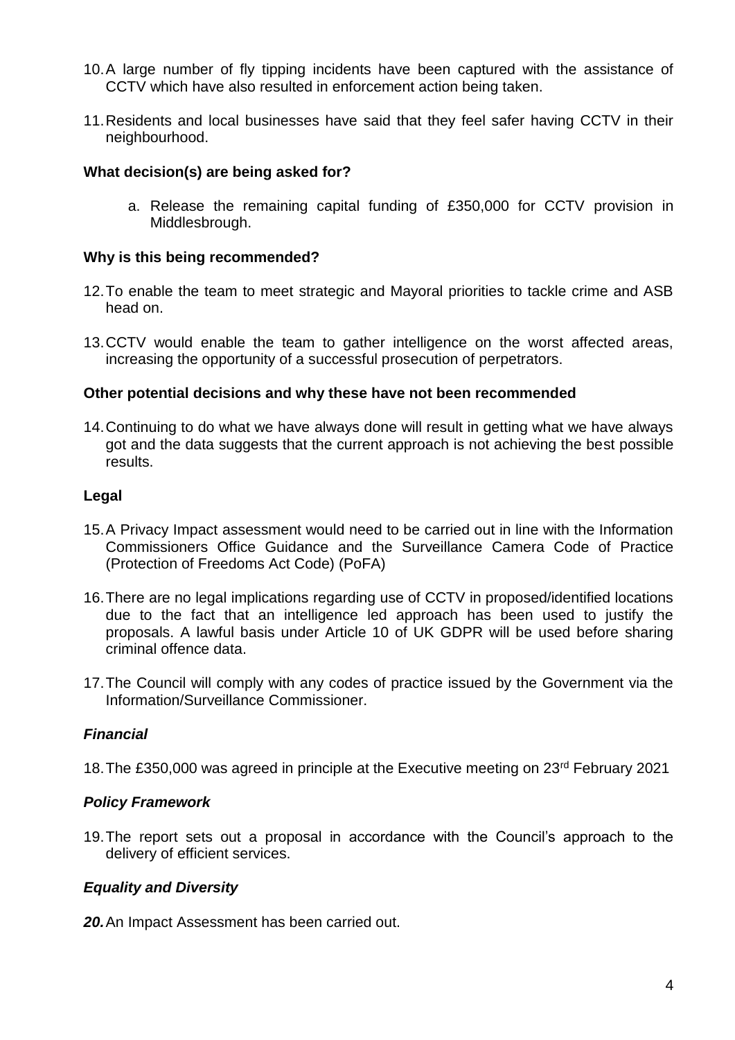10. A large number of fly tipping incidents have been captured with the assistance of CCTV which have also resulted in enforcement action being taken.

11. Residents and local businesses have said that they feel safer having CCTV in their neighbourhood.

**What decision(s) are being asked for?**

a. Release the remaining capital funding of £350,000 for CCTV provision in Middlesbrough.

**Why is this being recommended?**

12. To enable the team to meet strategic and Mayoral priorities to tackle crime and ASB head on.

13. CCTV would enable the team to gather intelligence on the worst affected areas, increasing the opportunity of a successful prosecution of perpetrators.

**Other potential decisions and why these have not been recommended**

14. Continuing to do what we have always done will result in getting what we have always got and the data suggests that the current approach is not achieving the best possible results.

**Legal**

15. A Privacy Impact assessment would need to be carried out in line with the Information Commissioners Office Guidance and the Surveillance Camera Code of Practice (Protection of Freedoms Act Code) (PoFA)

16. There are no legal implications regarding use of CCTV in proposed/identified locations due to the fact that an intelligence led approach has been used to justify the proposals. A lawful basis under Article 10 of UK GDPR will be used before sharing criminal offence data.

17. The Council will comply with any codes of practice issued by the Government via the Information/Surveillance Commissioner.

***Financial***

18. The £350,000 was agreed in principle at the Executive meeting on 23rd February 2021

***Policy Framework***

19. The report sets out a proposal in accordance with the Council's approach to the delivery of efficient services.

***Equality and Diversity***

***20.*** An Impact Assessment has been carried out.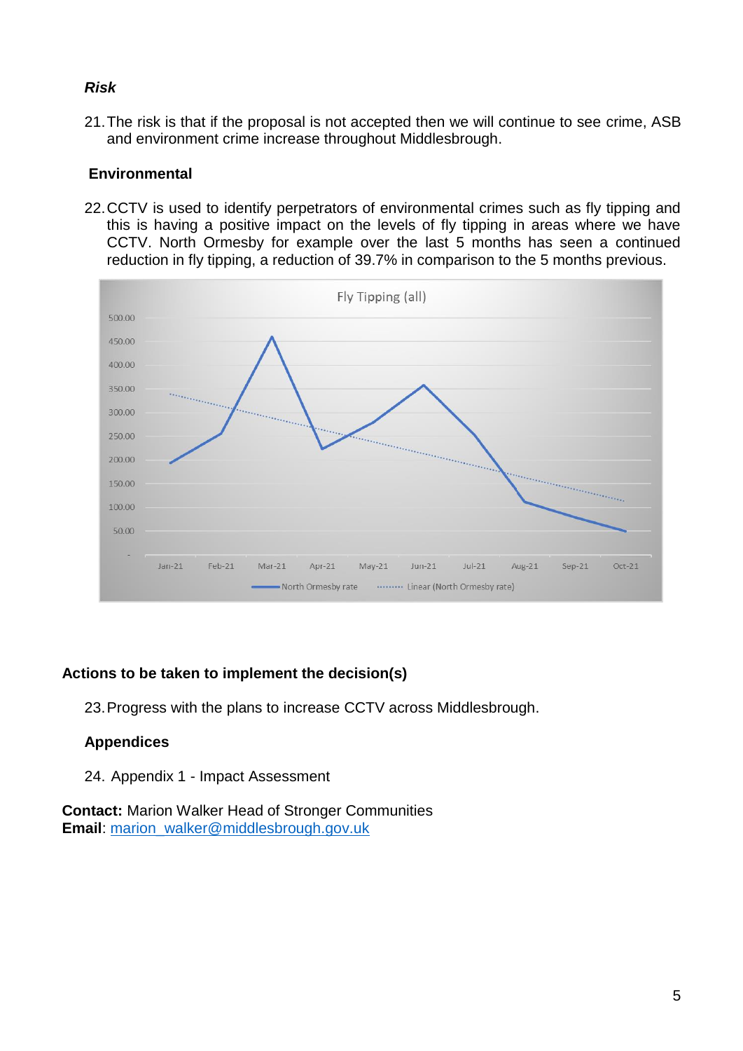***Risk***

21. The risk is that if the proposal is not accepted then we will continue to see crime, ASB and environment crime increase throughout Middlesbrough.

**Environmental**

22. CCTV is used to identify perpetrators of environmental crimes such as fly tipping and this is having a positive impact on the levels of fly tipping in areas where we have CCTV. North Ormesby for example over the last 5 months has seen a continued reduction in fly tipping, a reduction of 39.7% in comparison to the 5 months previous.

Fly Tipping (all)

500.00
450.00
400.00
350.00
300.00
250.00
200.00
150.00
100.00
50.00
-

Jan-21 Feb-21 Mar-21 Apr-21 May-21 Jun-21 Jul-21 Aug-21 Sep-21 Oct-21

North Ormesby rate
Linear (North Ormesby rate)

## Actions to be taken to implement the decision(s)

23. Progress with the plans to increase CCTV across Middlesbrough.

**Appendices**

24. Appendix 1 - Impact Assessment

**Contact:** Marion Walker Head of Stronger Communities
**Email**: marion_walker@middlesbrough.gov.uk